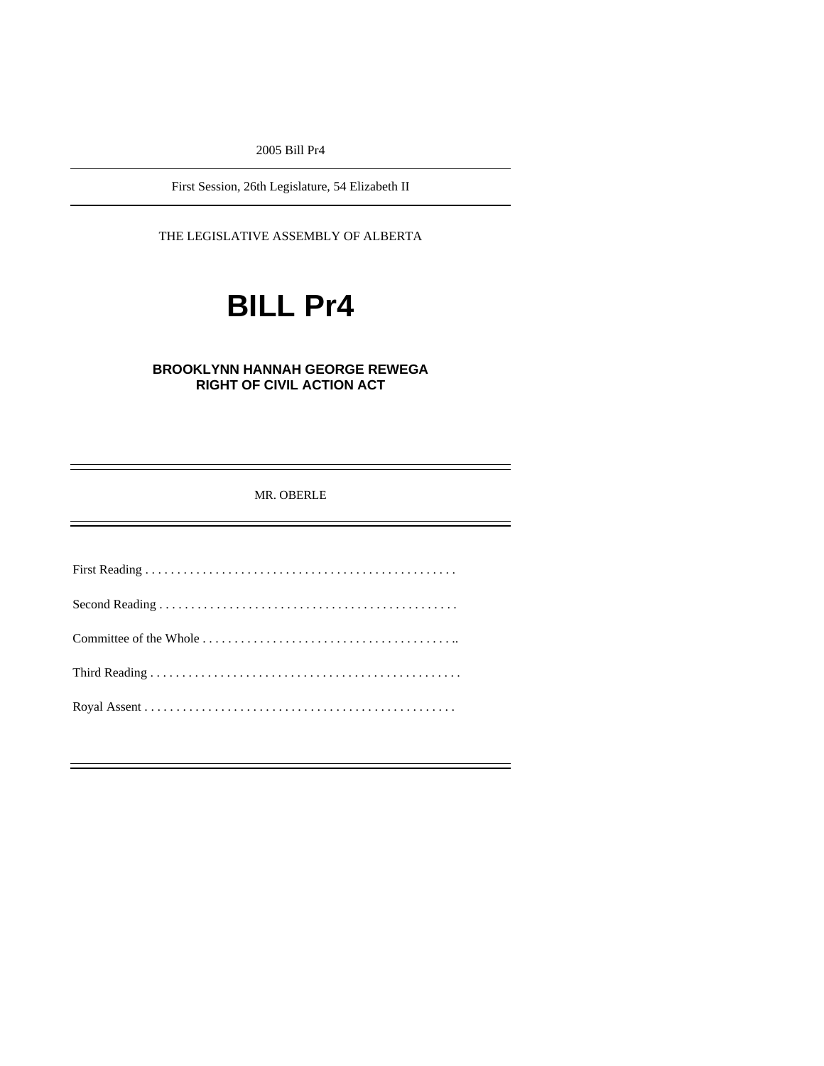2005 Bill Pr4

First Session, 26th Legislature, 54 Elizabeth II

THE LEGISLATIVE ASSEMBLY OF ALBERTA

# BILL Pr4

## BROOKLYNN HANNAH GEORGE REWEGA RIGHT OF CIVIL ACTION ACT

MR. OBERLE

First Reading . . . . . . . . . . . . . . . . . . . . . . . . . . . . . . . . . . . . . . . . . . . . . . . .

Second Reading . . . . . . . . . . . . . . . . . . . . . . . . . . . . . . . . . . . . . . . . . . . . . .

Committee of the Whole . . . . . . . . . . . . . . . . . . . . . . . . . . . . . . . . . . . . . . . ..

Third Reading . . . . . . . . . . . . . . . . . . . . . . . . . . . . . . . . . . . . . . . . . . . . . . . .

Royal Assent . . . . . . . . . . . . . . . . . . . . . . . . . . . . . . . . . . . . . . . . . . . . . . . .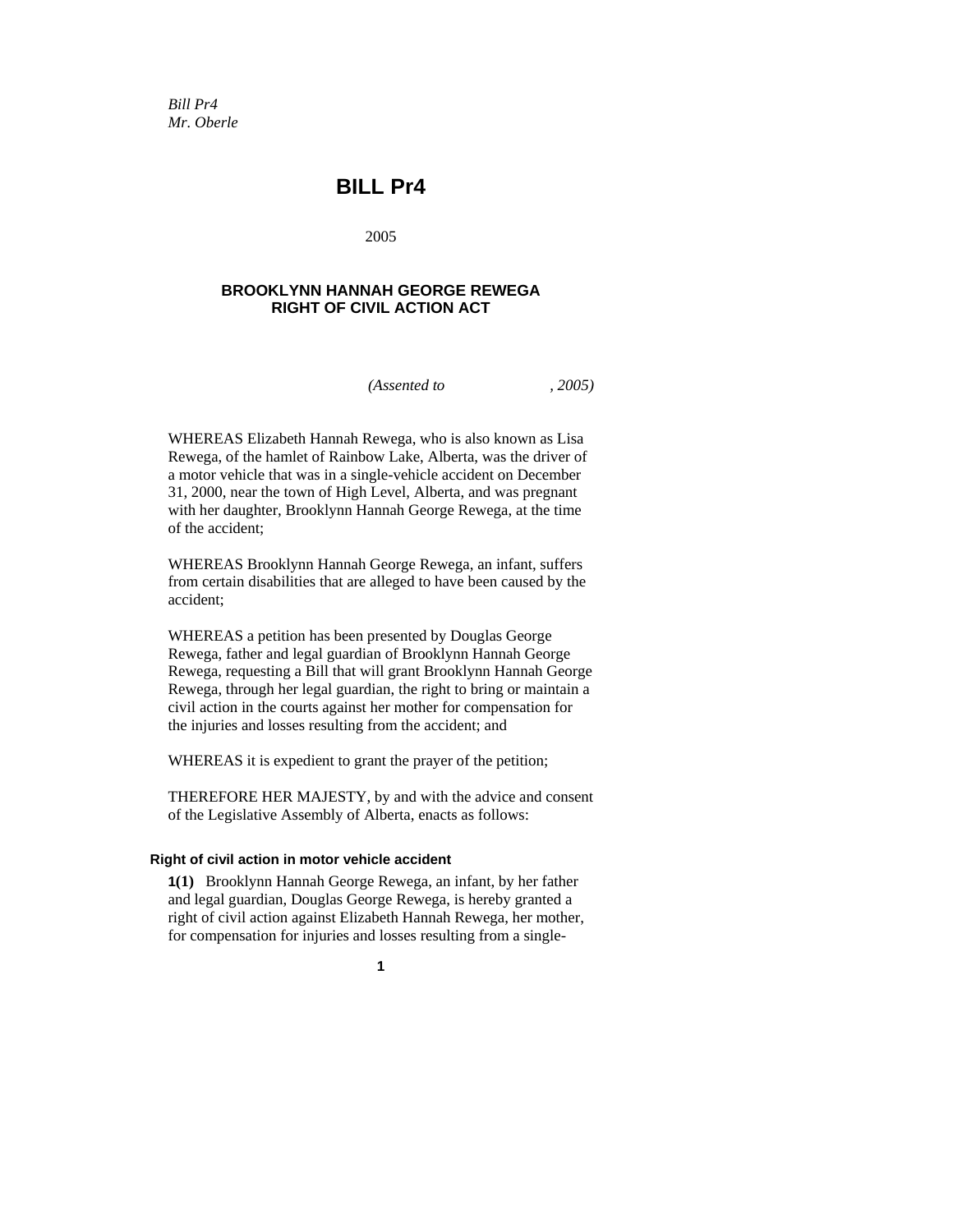*Bill Pr4*
*Mr. Oberle*

# BILL Pr4

2005

## BROOKLYNN HANNAH GEORGE REWEGA RIGHT OF CIVIL ACTION ACT

*(Assented to , 2005)*

WHEREAS Elizabeth Hannah Rewega, who is also known as Lisa Rewega, of the hamlet of Rainbow Lake, Alberta, was the driver of a motor vehicle that was in a single-vehicle accident on December 31, 2000, near the town of High Level, Alberta, and was pregnant with her daughter, Brooklynn Hannah George Rewega, at the time of the accident;

WHEREAS Brooklynn Hannah George Rewega, an infant, suffers from certain disabilities that are alleged to have been caused by the accident;

WHEREAS a petition has been presented by Douglas George Rewega, father and legal guardian of Brooklynn Hannah George Rewega, requesting a Bill that will grant Brooklynn Hannah George Rewega, through her legal guardian, the right to bring or maintain a civil action in the courts against her mother for compensation for the injuries and losses resulting from the accident; and

WHEREAS it is expedient to grant the prayer of the petition;

THEREFORE HER MAJESTY, by and with the advice and consent of the Legislative Assembly of Alberta, enacts as follows:

### Right of civil action in motor vehicle accident

**1(1)** Brooklynn Hannah George Rewega, an infant, by her father and legal guardian, Douglas George Rewega, is hereby granted a right of civil action against Elizabeth Hannah Rewega, her mother, for compensation for injuries and losses resulting from a single-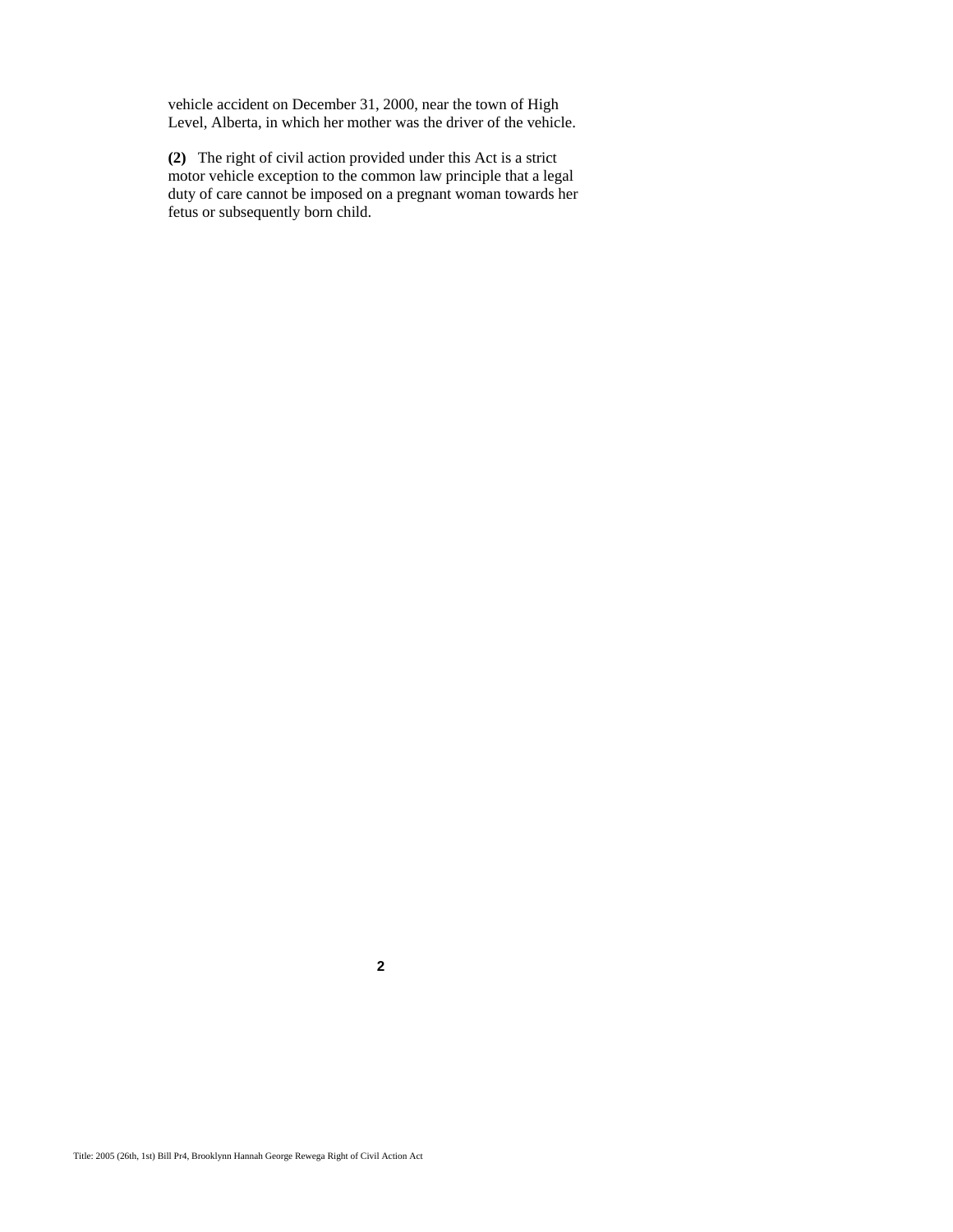vehicle accident on December 31, 2000, near the town of High Level, Alberta, in which her mother was the driver of the vehicle.

**(2)** The right of civil action provided under this Act is a strict motor vehicle exception to the common law principle that a legal duty of care cannot be imposed on a pregnant woman towards her fetus or subsequently born child.